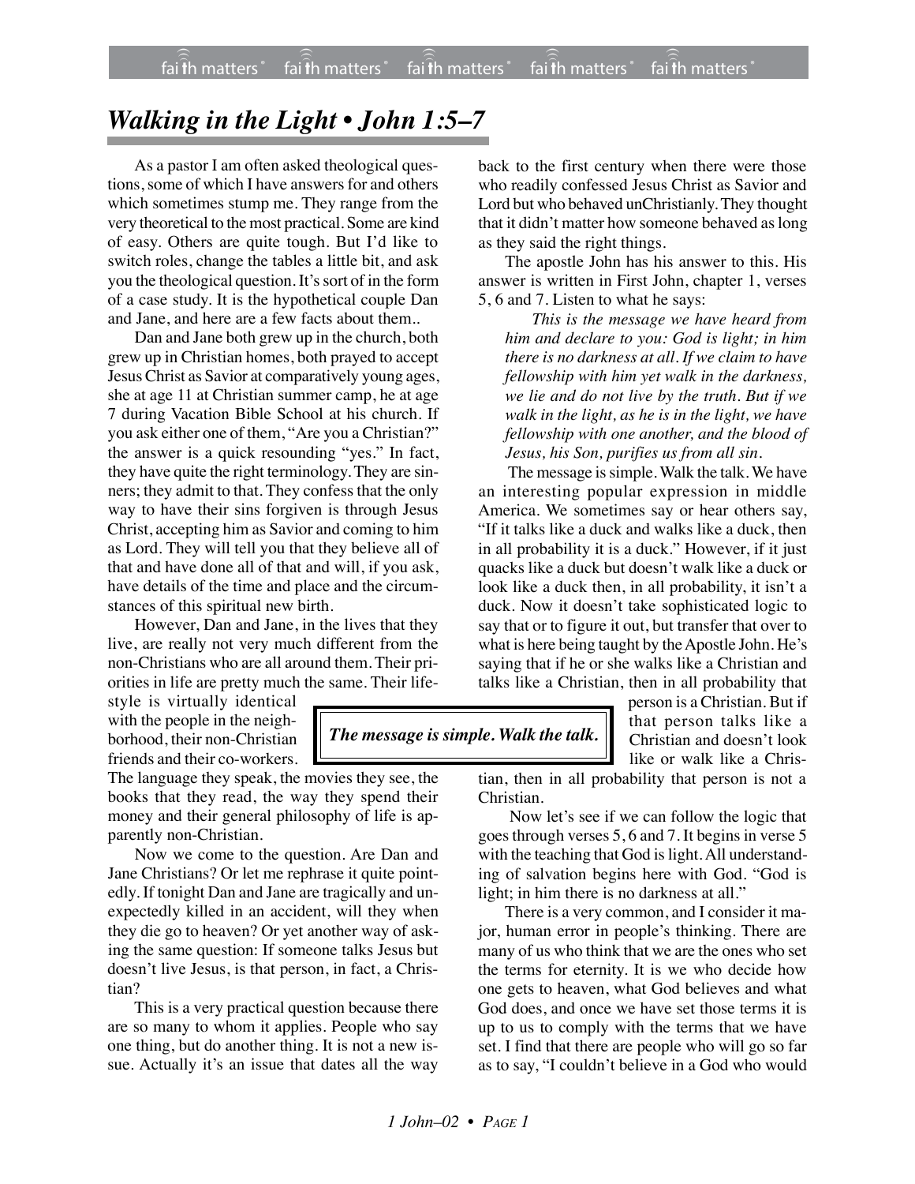# *Walking in the Light • John 1:5–7*

As a pastor I am often asked theological questions, some of which I have answers for and others which sometimes stump me. They range from the very theoretical to the most practical. Some are kind of easy. Others are quite tough. But I'd like to switch roles, change the tables a little bit, and ask you the theological question. It's sort of in the form of a case study. It is the hypothetical couple Dan and Jane, and here are a few facts about them..

Dan and Jane both grew up in the church, both grew up in Christian homes, both prayed to accept Jesus Christ as Savior at comparatively young ages, she at age 11 at Christian summer camp, he at age 7 during Vacation Bible School at his church. If you ask either one of them, "Are you a Christian?" the answer is a quick resounding "yes." In fact, they have quite the right terminology. They are sinners; they admit to that. They confess that the only way to have their sins forgiven is through Jesus Christ, accepting him as Savior and coming to him as Lord. They will tell you that they believe all of that and have done all of that and will, if you ask, have details of the time and place and the circumstances of this spiritual new birth.

However, Dan and Jane, in the lives that they live, are really not very much different from the non-Christians who are all around them. Their priorities in life are pretty much the same. Their lifestyle is virtually identical with the people in the neighborhood, their non-Christian friends and their co-workers. The language they speak, the movies they see, the books that they read, the way they spend their money and their general philosophy of life is apparently non-Christian.

Now we come to the question. Are Dan and Jane Christians? Or let me rephrase it quite pointedly. If tonight Dan and Jane are tragically and unexpectedly killed in an accident, will they when they die go to heaven? Or yet another way of asking the same question: If someone talks Jesus but doesn't live Jesus, is that person, in fact, a Christian?

This is a very practical question because there are so many to whom it applies. People who say one thing, but do another thing. It is not a new issue. Actually it's an issue that dates all the way back to the first century when there were those who readily confessed Jesus Christ as Savior and Lord but who behaved unChristianly. They thought that it didn't matter how someone behaved as long as they said the right things.

The apostle John has his answer to this. His answer is written in First John, chapter 1, verses 5, 6 and 7. Listen to what he says:

> *This is the message we have heard from him and declare to you: God is light; in him there is no darkness at all. If we claim to have fellowship with him yet walk in the darkness, we lie and do not live by the truth. But if we walk in the light, as he is in the light, we have fellowship with one another, and the blood of Jesus, his Son, purifies us from all sin.*

The message is simple. Walk the talk. We have an interesting popular expression in middle America. We sometimes say or hear others say, "If it talks like a duck and walks like a duck, then in all probability it is a duck." However, if it just quacks like a duck but doesn't walk like a duck or look like a duck then, in all probability, it isn't a duck. Now it doesn't take sophisticated logic to say that or to figure it out, but transfer that over to what is here being taught by the Apostle John. He's saying that if he or she walks like a Christian and talks like a Christian, then in all probability that person is a Christian. But if that person talks like a Christian and doesn't look like or walk like a Christian, then in all probability that person is not a Christian.

> ***The message is simple. Walk the talk.***

Now let's see if we can follow the logic that goes through verses 5, 6 and 7. It begins in verse 5 with the teaching that God is light. All understanding of salvation begins here with God. "God is light; in him there is no darkness at all."

There is a very common, and I consider it major, human error in people's thinking. There are many of us who think that we are the ones who set the terms for eternity. It is we who decide how one gets to heaven, what God believes and what God does, and once we have set those terms it is up to us to comply with the terms that we have set. I find that there are people who will go so far as to say, "I couldn't believe in a God who would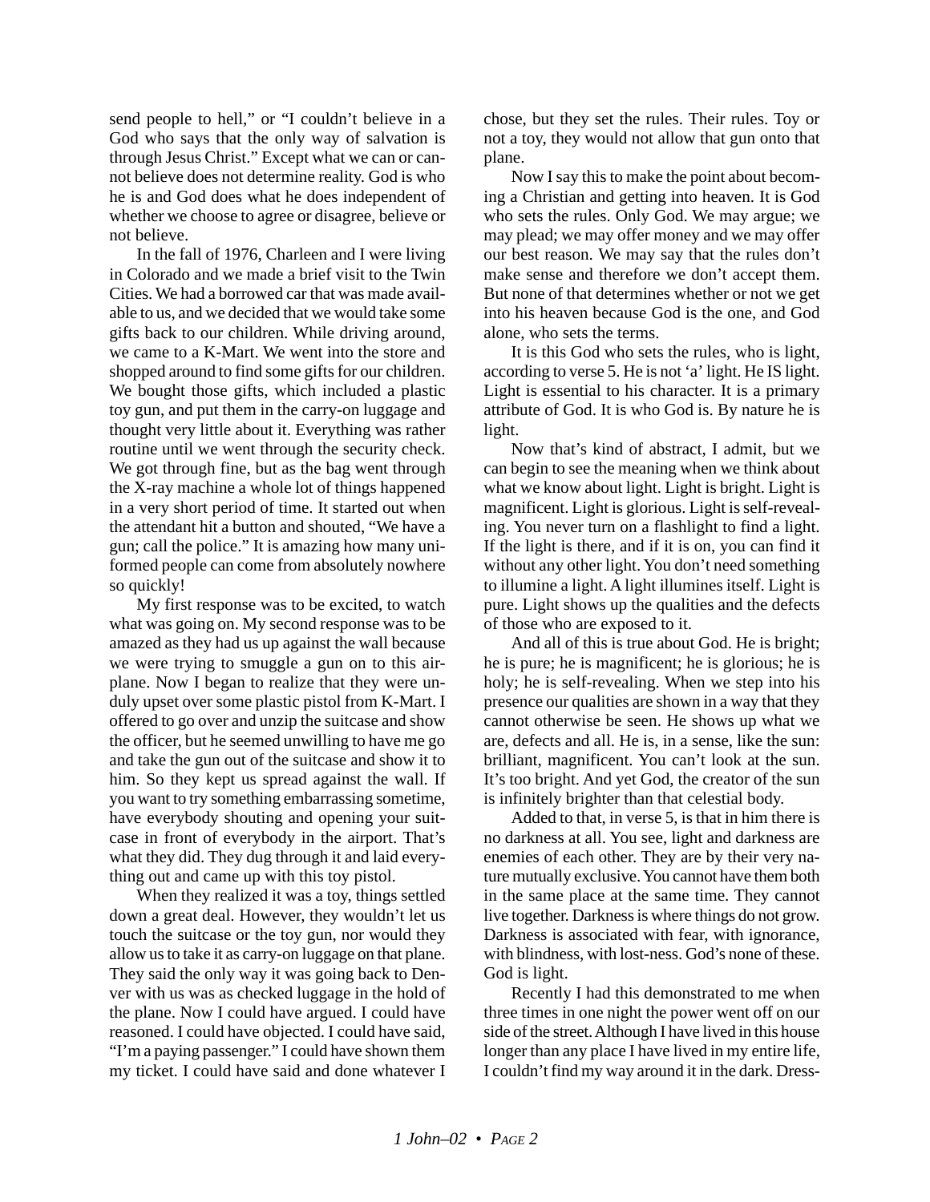send people to hell," or "I couldn't believe in a God who says that the only way of salvation is through Jesus Christ." Except what we can or cannot believe does not determine reality. God is who he is and God does what he does independent of whether we choose to agree or disagree, believe or not believe.

In the fall of 1976, Charleen and I were living in Colorado and we made a brief visit to the Twin Cities. We had a borrowed car that was made available to us, and we decided that we would take some gifts back to our children. While driving around, we came to a K-Mart. We went into the store and shopped around to find some gifts for our children. We bought those gifts, which included a plastic toy gun, and put them in the carry-on luggage and thought very little about it. Everything was rather routine until we went through the security check. We got through fine, but as the bag went through the X-ray machine a whole lot of things happened in a very short period of time. It started out when the attendant hit a button and shouted, "We have a gun; call the police." It is amazing how many uniformed people can come from absolutely nowhere so quickly!

My first response was to be excited, to watch what was going on. My second response was to be amazed as they had us up against the wall because we were trying to smuggle a gun on to this airplane. Now I began to realize that they were unduly upset over some plastic pistol from K-Mart. I offered to go over and unzip the suitcase and show the officer, but he seemed unwilling to have me go and take the gun out of the suitcase and show it to him. So they kept us spread against the wall. If you want to try something embarrassing sometime, have everybody shouting and opening your suitcase in front of everybody in the airport. That's what they did. They dug through it and laid everything out and came up with this toy pistol.

When they realized it was a toy, things settled down a great deal. However, they wouldn't let us touch the suitcase or the toy gun, nor would they allow us to take it as carry-on luggage on that plane. They said the only way it was going back to Denver with us was as checked luggage in the hold of the plane. Now I could have argued. I could have reasoned. I could have objected. I could have said, "I'm a paying passenger." I could have shown them my ticket. I could have said and done whatever I chose, but they set the rules. Their rules. Toy or not a toy, they would not allow that gun onto that plane.

Now I say this to make the point about becoming a Christian and getting into heaven. It is God who sets the rules. Only God. We may argue; we may plead; we may offer money and we may offer our best reason. We may say that the rules don't make sense and therefore we don't accept them. But none of that determines whether or not we get into his heaven because God is the one, and God alone, who sets the terms.

It is this God who sets the rules, who is light, according to verse 5. He is not 'a' light. He IS light. Light is essential to his character. It is a primary attribute of God. It is who God is. By nature he is light.

Now that's kind of abstract, I admit, but we can begin to see the meaning when we think about what we know about light. Light is bright. Light is magnificent. Light is glorious. Light is self-revealing. You never turn on a flashlight to find a light. If the light is there, and if it is on, you can find it without any other light. You don't need something to illumine a light. A light illumines itself. Light is pure. Light shows up the qualities and the defects of those who are exposed to it.

And all of this is true about God. He is bright; he is pure; he is magnificent; he is glorious; he is holy; he is self-revealing. When we step into his presence our qualities are shown in a way that they cannot otherwise be seen. He shows up what we are, defects and all. He is, in a sense, like the sun: brilliant, magnificent. You can't look at the sun. It's too bright. And yet God, the creator of the sun is infinitely brighter than that celestial body.

Added to that, in verse 5, is that in him there is no darkness at all. You see, light and darkness are enemies of each other. They are by their very nature mutually exclusive. You cannot have them both in the same place at the same time. They cannot live together. Darkness is where things do not grow. Darkness is associated with fear, with ignorance, with blindness, with lost-ness. God's none of these. God is light.

Recently I had this demonstrated to me when three times in one night the power went off on our side of the street. Although I have lived in this house longer than any place I have lived in my entire life, I couldn't find my way around it in the dark. Dress-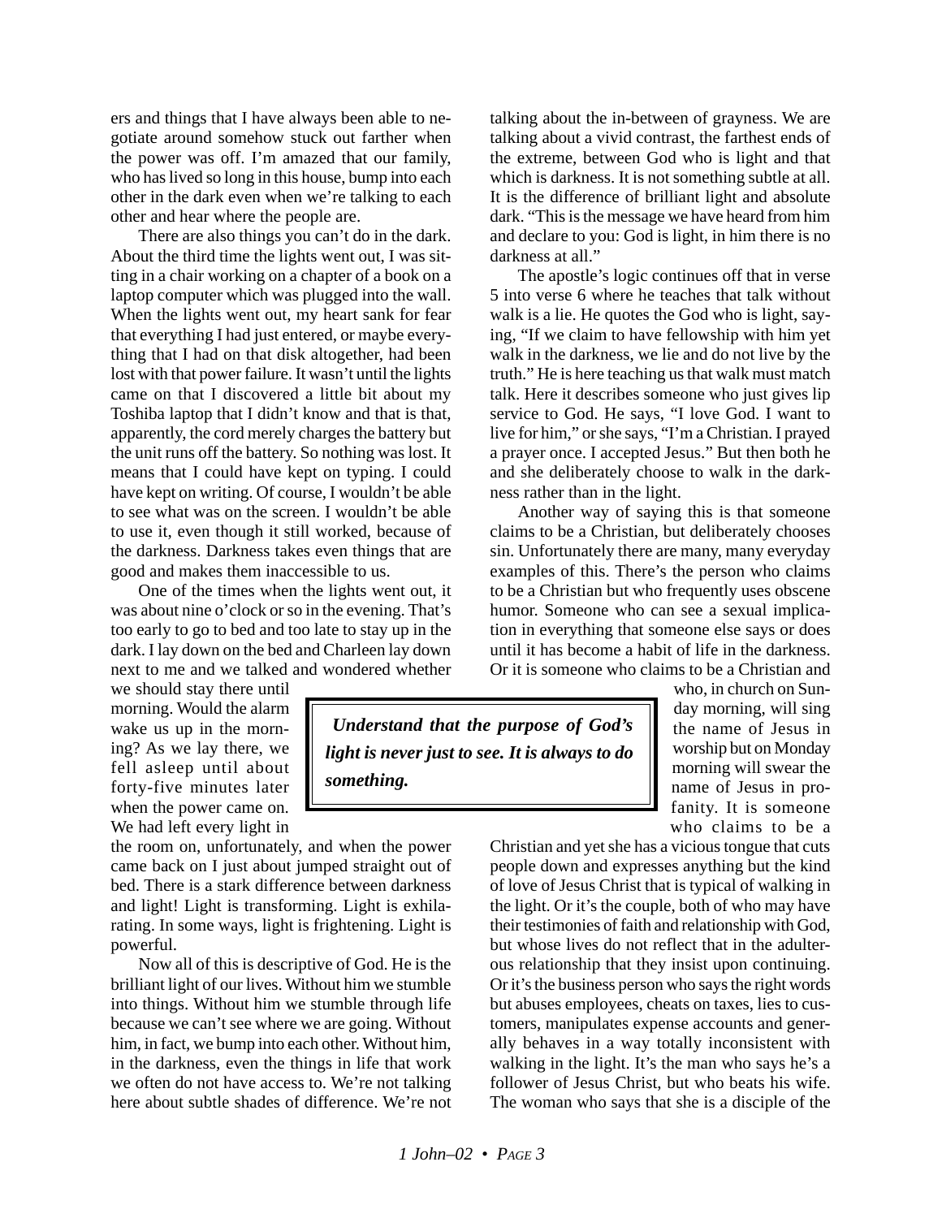ers and things that I have always been able to negotiate around somehow stuck out farther when the power was off. I'm amazed that our family, who has lived so long in this house, bump into each other in the dark even when we're talking to each other and hear where the people are.

There are also things you can't do in the dark. About the third time the lights went out, I was sitting in a chair working on a chapter of a book on a laptop computer which was plugged into the wall. When the lights went out, my heart sank for fear that everything I had just entered, or maybe everything that I had on that disk altogether, had been lost with that power failure. It wasn't until the lights came on that I discovered a little bit about my Toshiba laptop that I didn't know and that is that, apparently, the cord merely charges the battery but the unit runs off the battery. So nothing was lost. It means that I could have kept on typing. I could have kept on writing. Of course, I wouldn't be able to see what was on the screen. I wouldn't be able to use it, even though it still worked, because of the darkness. Darkness takes even things that are good and makes them inaccessible to us.

One of the times when the lights went out, it was about nine o'clock or so in the evening. That's too early to go to bed and too late to stay up in the dark. I lay down on the bed and Charleen lay down next to me and we talked and wondered whether we should stay there until morning. Would the alarm wake us up in the morning? As we lay there, we fell asleep until about forty-five minutes later when the power came on. We had left every light in the room on, unfortunately, and when the power came back on I just about jumped straight out of bed. There is a stark difference between darkness and light! Light is transforming. Light is exhilarating. In some ways, light is frightening. Light is powerful.

Now all of this is descriptive of God. He is the brilliant light of our lives. Without him we stumble into things. Without him we stumble through life because we can't see where we are going. Without him, in fact, we bump into each other. Without him, in the darkness, even the things in life that work we often do not have access to. We're not talking here about subtle shades of difference. We're not talking about the in-between of grayness. We are talking about a vivid contrast, the farthest ends of the extreme, between God who is light and that which is darkness. It is not something subtle at all. It is the difference of brilliant light and absolute dark. "This is the message we have heard from him and declare to you: God is light, in him there is no darkness at all."

The apostle's logic continues off that in verse 5 into verse 6 where he teaches that talk without walk is a lie. He quotes the God who is light, saying, "If we claim to have fellowship with him yet walk in the darkness, we lie and do not live by the truth." He is here teaching us that walk must match talk. Here it describes someone who just gives lip service to God. He says, "I love God. I want to live for him," or she says, "I'm a Christian. I prayed a prayer once. I accepted Jesus." But then both he and she deliberately choose to walk in the darkness rather than in the light.

Another way of saying this is that someone claims to be a Christian, but deliberately chooses sin. Unfortunately there are many, many everyday examples of this. There's the person who claims to be a Christian but who frequently uses obscene humor. Someone who can see a sexual implication in everything that someone else says or does until it has become a habit of life in the darkness. Or it is someone who claims to be a Christian and who, in church on Sunday morning, will sing the name of Jesus in worship but on Monday morning will swear the name of Jesus in profanity. It is someone who claims to be a Christian and yet she has a vicious tongue that cuts people down and expresses anything but the kind of love of Jesus Christ that is typical of walking in the light. Or it's the couple, both of who may have their testimonies of faith and relationship with God, but whose lives do not reflect that in the adulterous relationship that they insist upon continuing. Or it's the business person who says the right words but abuses employees, cheats on taxes, lies to customers, manipulates expense accounts and generally behaves in a way totally inconsistent with walking in the light. It's the man who says he's a follower of Jesus Christ, but who beats his wife. The woman who says that she is a disciple of the

> ***Understand that the purpose of God's light is never just to see. It is always to do something.***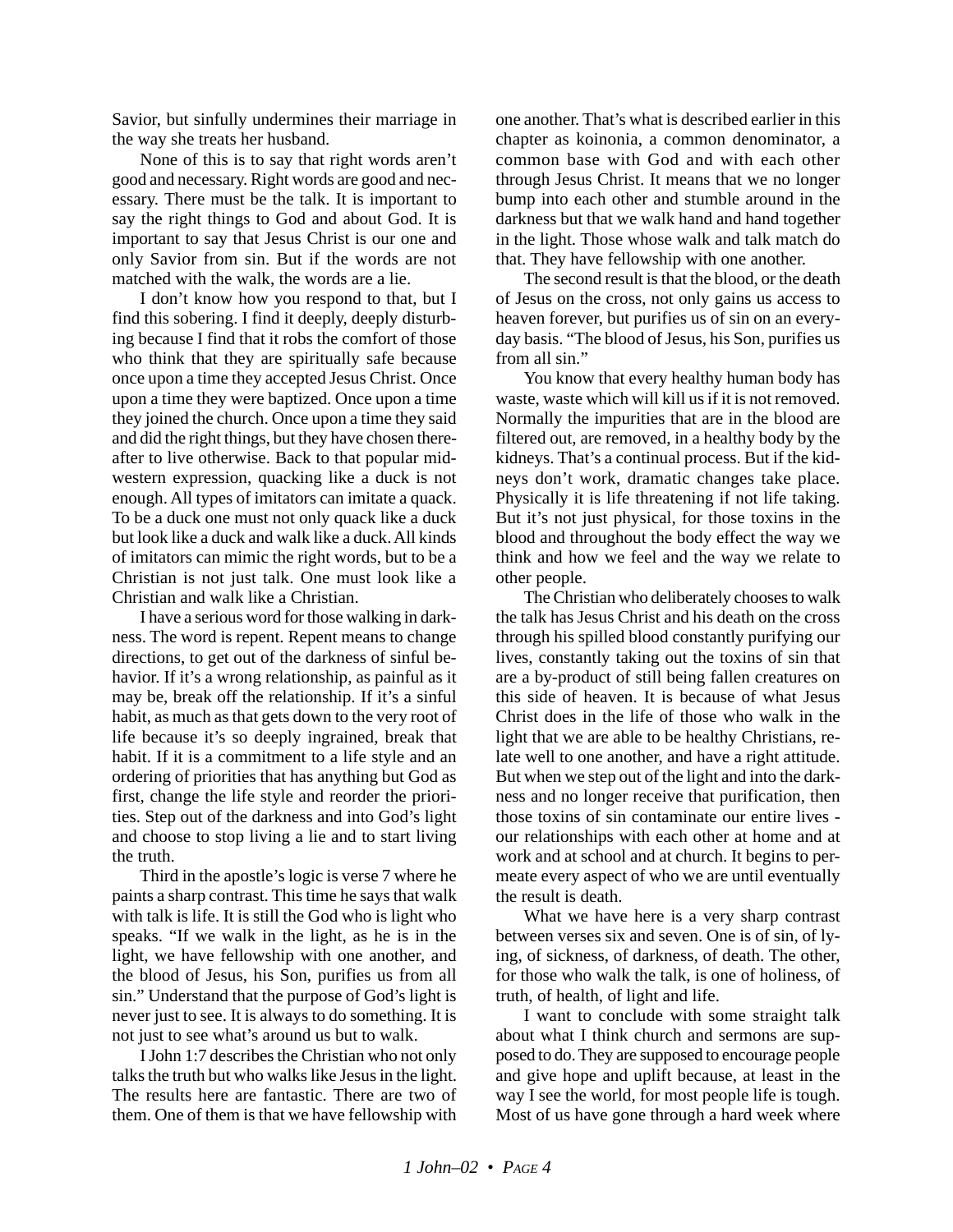Savior, but sinfully undermines their marriage in the way she treats her husband.

None of this is to say that right words aren't good and necessary. Right words are good and necessary. There must be the talk. It is important to say the right things to God and about God. It is important to say that Jesus Christ is our one and only Savior from sin. But if the words are not matched with the walk, the words are a lie.

I don't know how you respond to that, but I find this sobering. I find it deeply, deeply disturbing because I find that it robs the comfort of those who think that they are spiritually safe because once upon a time they accepted Jesus Christ. Once upon a time they were baptized. Once upon a time they joined the church. Once upon a time they said and did the right things, but they have chosen thereafter to live otherwise. Back to that popular midwestern expression, quacking like a duck is not enough. All types of imitators can imitate a quack. To be a duck one must not only quack like a duck but look like a duck and walk like a duck. All kinds of imitators can mimic the right words, but to be a Christian is not just talk. One must look like a Christian and walk like a Christian.

I have a serious word for those walking in darkness. The word is repent. Repent means to change directions, to get out of the darkness of sinful behavior. If it's a wrong relationship, as painful as it may be, break off the relationship. If it's a sinful habit, as much as that gets down to the very root of life because it's so deeply ingrained, break that habit. If it is a commitment to a life style and an ordering of priorities that has anything but God as first, change the life style and reorder the priorities. Step out of the darkness and into God's light and choose to stop living a lie and to start living the truth.

Third in the apostle's logic is verse 7 where he paints a sharp contrast. This time he says that walk with talk is life. It is still the God who is light who speaks. "If we walk in the light, as he is in the light, we have fellowship with one another, and the blood of Jesus, his Son, purifies us from all sin." Understand that the purpose of God's light is never just to see. It is always to do something. It is not just to see what's around us but to walk.

I John 1:7 describes the Christian who not only talks the truth but who walks like Jesus in the light. The results here are fantastic. There are two of them. One of them is that we have fellowship with one another. That's what is described earlier in this chapter as koinonia, a common denominator, a common base with God and with each other through Jesus Christ. It means that we no longer bump into each other and stumble around in the darkness but that we walk hand and hand together in the light. Those whose walk and talk match do that. They have fellowship with one another.

The second result is that the blood, or the death of Jesus on the cross, not only gains us access to heaven forever, but purifies us of sin on an everyday basis. "The blood of Jesus, his Son, purifies us from all sin."

You know that every healthy human body has waste, waste which will kill us if it is not removed. Normally the impurities that are in the blood are filtered out, are removed, in a healthy body by the kidneys. That's a continual process. But if the kidneys don't work, dramatic changes take place. Physically it is life threatening if not life taking. But it's not just physical, for those toxins in the blood and throughout the body effect the way we think and how we feel and the way we relate to other people.

The Christian who deliberately chooses to walk the talk has Jesus Christ and his death on the cross through his spilled blood constantly purifying our lives, constantly taking out the toxins of sin that are a by-product of still being fallen creatures on this side of heaven. It is because of what Jesus Christ does in the life of those who walk in the light that we are able to be healthy Christians, relate well to one another, and have a right attitude. But when we step out of the light and into the darkness and no longer receive that purification, then those toxins of sin contaminate our entire lives - our relationships with each other at home and at work and at school and at church. It begins to permeate every aspect of who we are until eventually the result is death.

What we have here is a very sharp contrast between verses six and seven. One is of sin, of lying, of sickness, of darkness, of death. The other, for those who walk the talk, is one of holiness, of truth, of health, of light and life.

I want to conclude with some straight talk about what I think church and sermons are supposed to do. They are supposed to encourage people and give hope and uplift because, at least in the way I see the world, for most people life is tough. Most of us have gone through a hard week where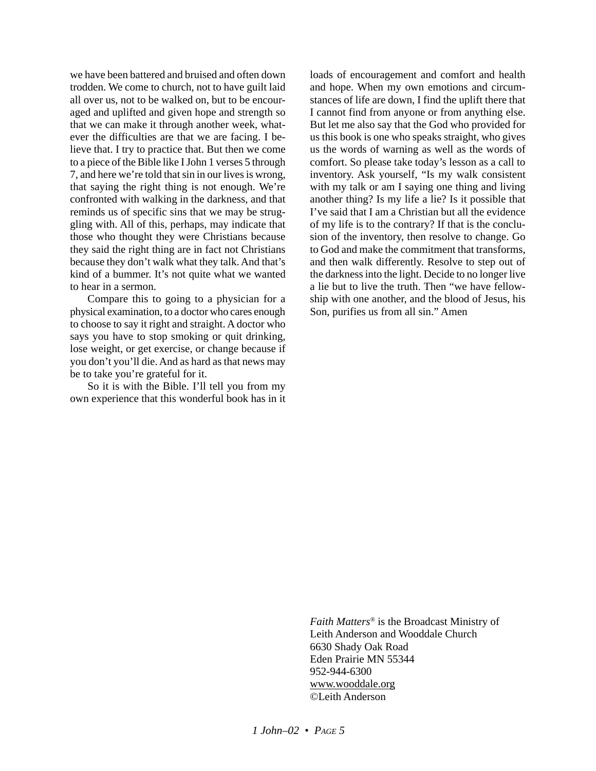we have been battered and bruised and often down trodden. We come to church, not to have guilt laid all over us, not to be walked on, but to be encouraged and uplifted and given hope and strength so that we can make it through another week, whatever the difficulties are that we are facing. I believe that. I try to practice that. But then we come to a piece of the Bible like I John 1 verses 5 through 7, and here we're told that sin in our lives is wrong, that saying the right thing is not enough. We're confronted with walking in the darkness, and that reminds us of specific sins that we may be struggling with. All of this, perhaps, may indicate that those who thought they were Christians because they said the right thing are in fact not Christians because they don't walk what they talk. And that's kind of a bummer. It's not quite what we wanted to hear in a sermon.

Compare this to going to a physician for a physical examination, to a doctor who cares enough to choose to say it right and straight. A doctor who says you have to stop smoking or quit drinking, lose weight, or get exercise, or change because if you don't you'll die. And as hard as that news may be to take you're grateful for it.

So it is with the Bible. I'll tell you from my own experience that this wonderful book has in it loads of encouragement and comfort and health and hope. When my own emotions and circumstances of life are down, I find the uplift there that I cannot find from anyone or from anything else. But let me also say that the God who provided for us this book is one who speaks straight, who gives us the words of warning as well as the words of comfort. So please take today's lesson as a call to inventory. Ask yourself, "Is my walk consistent with my talk or am I saying one thing and living another thing? Is my life a lie? Is it possible that I've said that I am a Christian but all the evidence of my life is to the contrary? If that is the conclusion of the inventory, then resolve to change. Go to God and make the commitment that transforms, and then walk differently. Resolve to step out of the darkness into the light. Decide to no longer live a lie but to live the truth. Then "we have fellowship with one another, and the blood of Jesus, his Son, purifies us from all sin." Amen

*Faith Matters*® is the Broadcast Ministry of
Leith Anderson and Wooddale Church
6630 Shady Oak Road
Eden Prairie MN 55344
952-944-6300
www.wooddale.org
©Leith Anderson